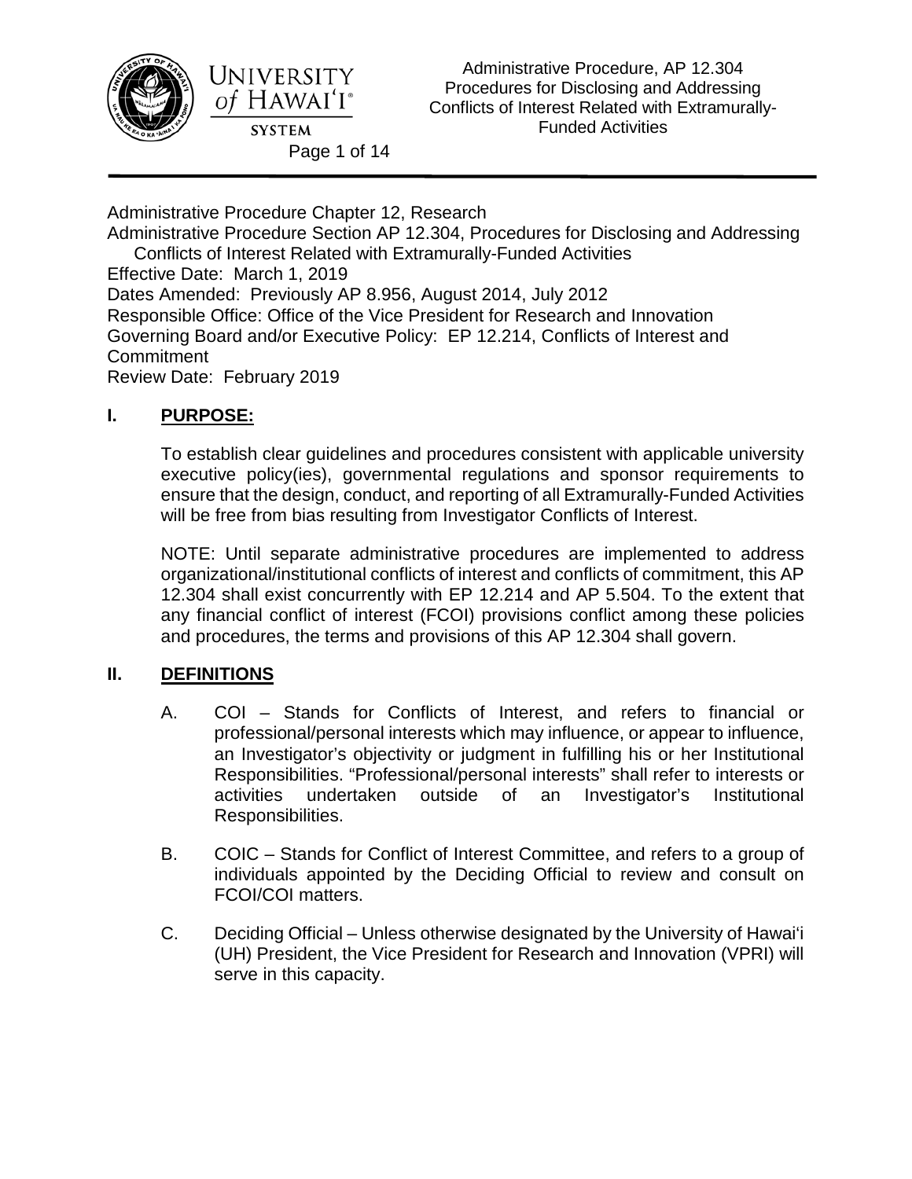Administrative Procedure Chapter 12, Research

Administrative Procedure Section AP 12.304, Procedures for Disclosing and Addressing Conflicts of Interest Related with Extramurally-Funded Activities

Effective Date: March 1, 2019

Dates Amended: Previously AP 8.956, August 2014, July 2012

Responsible Office: Office of the Vice President for Research and Innovation

Governing Board and/or Executive Policy: EP 12.214, Conflicts of Interest and Commitment

Review Date: February 2019

## I. PURPOSE:

To establish clear guidelines and procedures consistent with applicable university executive policy(ies), governmental regulations and sponsor requirements to ensure that the design, conduct, and reporting of all Extramurally-Funded Activities will be free from bias resulting from Investigator Conflicts of Interest.

NOTE: Until separate administrative procedures are implemented to address organizational/institutional conflicts of interest and conflicts of commitment, this AP 12.304 shall exist concurrently with EP 12.214 and AP 5.504. To the extent that any financial conflict of interest (FCOI) provisions conflict among these policies and procedures, the terms and provisions of this AP 12.304 shall govern.

## II. DEFINITIONS

A. COI – Stands for Conflicts of Interest, and refers to financial or professional/personal interests which may influence, or appear to influence, an Investigator's objectivity or judgment in fulfilling his or her Institutional Responsibilities. "Professional/personal interests" shall refer to interests or activities undertaken outside of an Investigator's Institutional Responsibilities.

B. COIC – Stands for Conflict of Interest Committee, and refers to a group of individuals appointed by the Deciding Official to review and consult on FCOI/COI matters.

C. Deciding Official – Unless otherwise designated by the University of Hawai'i (UH) President, the Vice President for Research and Innovation (VPRI) will serve in this capacity.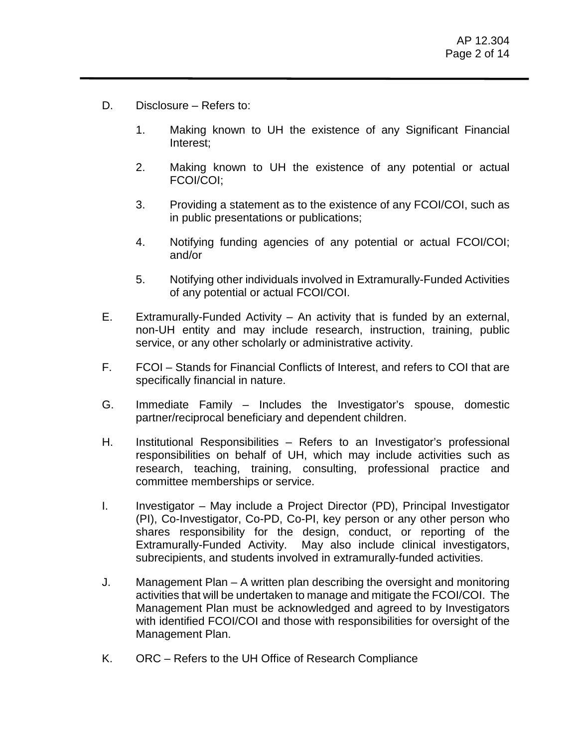D. Disclosure – Refers to:

   1. Making known to UH the existence of any Significant Financial Interest;

   2. Making known to UH the existence of any potential or actual FCOI/COI;

   3. Providing a statement as to the existence of any FCOI/COI, such as in public presentations or publications;

   4. Notifying funding agencies of any potential or actual FCOI/COI; and/or

   5. Notifying other individuals involved in Extramurally-Funded Activities of any potential or actual FCOI/COI.

E. Extramurally-Funded Activity – An activity that is funded by an external, non-UH entity and may include research, instruction, training, public service, or any other scholarly or administrative activity.

F. FCOI – Stands for Financial Conflicts of Interest, and refers to COI that are specifically financial in nature.

G. Immediate Family – Includes the Investigator's spouse, domestic partner/reciprocal beneficiary and dependent children.

H. Institutional Responsibilities – Refers to an Investigator's professional responsibilities on behalf of UH, which may include activities such as research, teaching, training, consulting, professional practice and committee memberships or service.

I. Investigator – May include a Project Director (PD), Principal Investigator (PI), Co-Investigator, Co-PD, Co-PI, key person or any other person who shares responsibility for the design, conduct, or reporting of the Extramurally-Funded Activity. May also include clinical investigators, subrecipients, and students involved in extramurally-funded activities.

J. Management Plan – A written plan describing the oversight and monitoring activities that will be undertaken to manage and mitigate the FCOI/COI. The Management Plan must be acknowledged and agreed to by Investigators with identified FCOI/COI and those with responsibilities for oversight of the Management Plan.

K. ORC – Refers to the UH Office of Research Compliance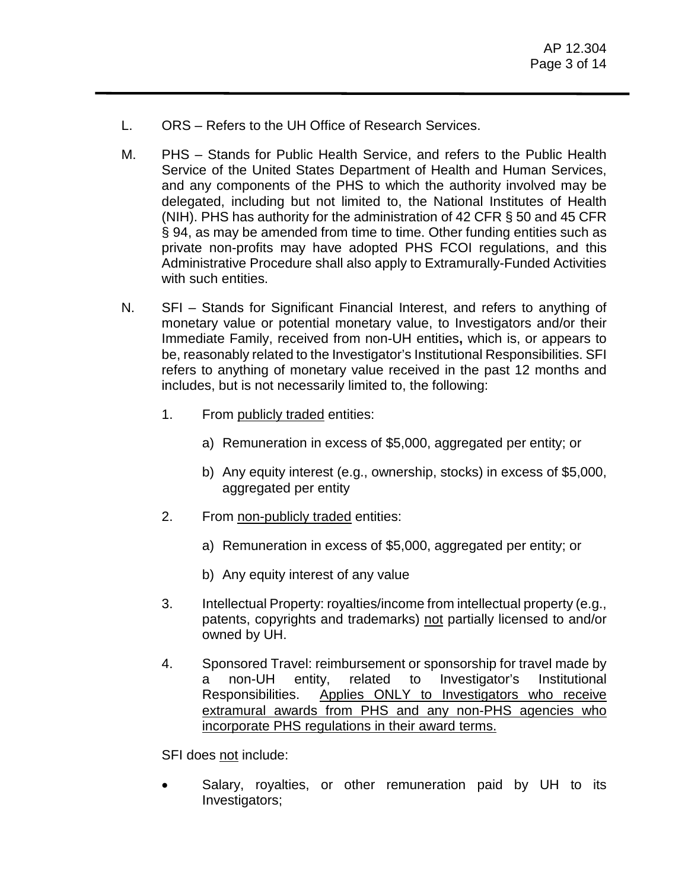L. ORS – Refers to the UH Office of Research Services.

M. PHS – Stands for Public Health Service, and refers to the Public Health Service of the United States Department of Health and Human Services, and any components of the PHS to which the authority involved may be delegated, including but not limited to, the National Institutes of Health (NIH). PHS has authority for the administration of 42 CFR § 50 and 45 CFR § 94, as may be amended from time to time. Other funding entities such as private non-profits may have adopted PHS FCOI regulations, and this Administrative Procedure shall also apply to Extramurally-Funded Activities with such entities.

N. SFI – Stands for Significant Financial Interest, and refers to anything of monetary value or potential monetary value, to Investigators and/or their Immediate Family, received from non-UH entities**,** which is, or appears to be, reasonably related to the Investigator's Institutional Responsibilities. SFI refers to anything of monetary value received in the past 12 months and includes, but is not necessarily limited to, the following:

   1. From <u>publicly traded</u> entities:

      a) Remuneration in excess of $5,000, aggregated per entity; or

      b) Any equity interest (e.g., ownership, stocks) in excess of $5,000, aggregated per entity

   2. From <u>non-publicly traded</u> entities:

      a) Remuneration in excess of $5,000, aggregated per entity; or

      b) Any equity interest of any value

   3. Intellectual Property: royalties/income from intellectual property (e.g., patents, copyrights and trademarks) <u>not</u> partially licensed to and/or owned by UH.

   4. Sponsored Travel: reimbursement or sponsorship for travel made by a non-UH entity, related to Investigator's Institutional Responsibilities. <u>Applies ONLY to Investigators who receive extramural awards from PHS and any non-PHS agencies who incorporate PHS regulations in their award terms.</u>

   SFI does <u>not</u> include:

   - Salary, royalties, or other remuneration paid by UH to its Investigators;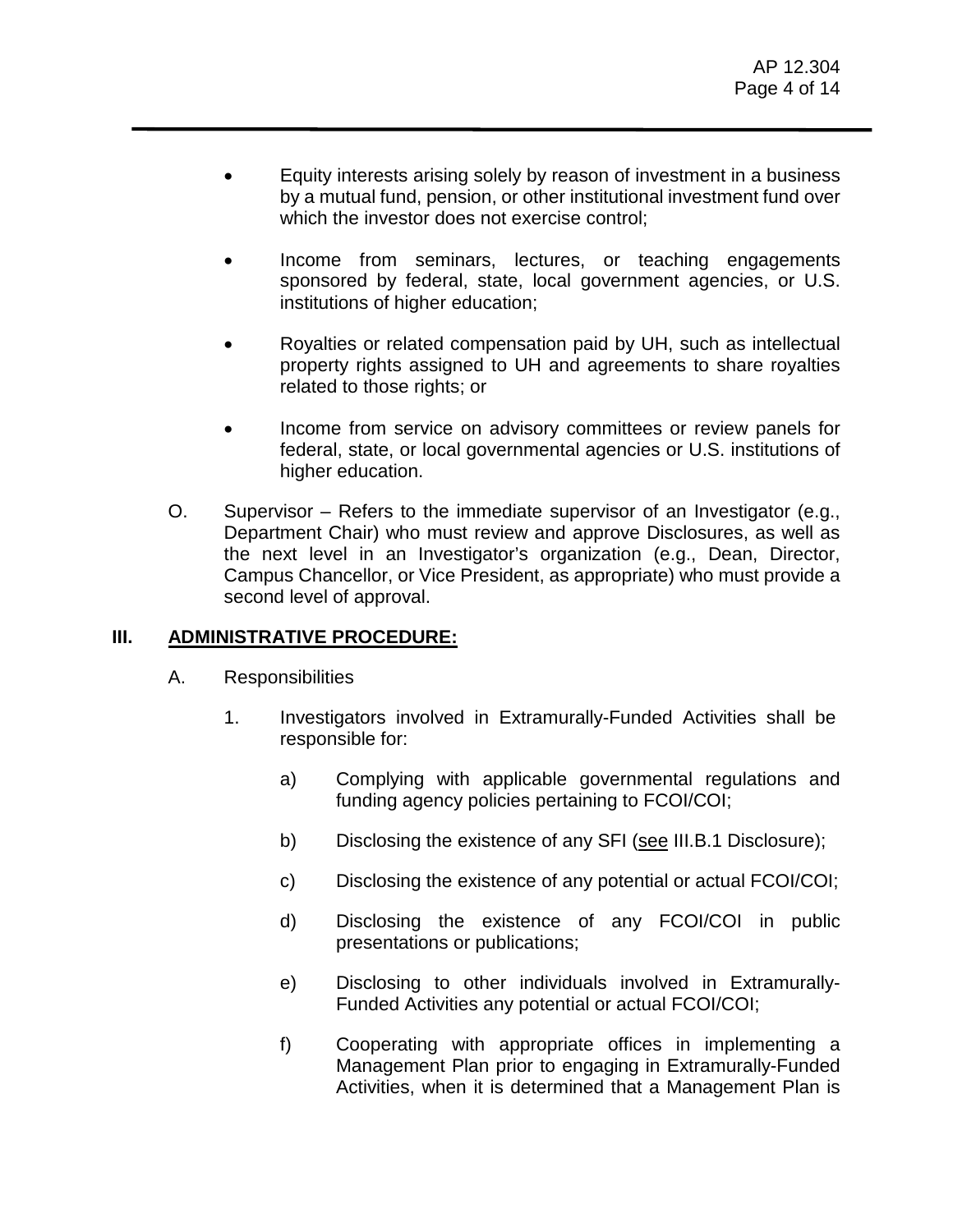- Equity interests arising solely by reason of investment in a business by a mutual fund, pension, or other institutional investment fund over which the investor does not exercise control;

- Income from seminars, lectures, or teaching engagements sponsored by federal, state, local government agencies, or U.S. institutions of higher education;

- Royalties or related compensation paid by UH, such as intellectual property rights assigned to UH and agreements to share royalties related to those rights; or

- Income from service on advisory committees or review panels for federal, state, or local governmental agencies or U.S. institutions of higher education.

O. Supervisor – Refers to the immediate supervisor of an Investigator (e.g., Department Chair) who must review and approve Disclosures, as well as the next level in an Investigator's organization (e.g., Dean, Director, Campus Chancellor, or Vice President, as appropriate) who must provide a second level of approval.

## III. <u>ADMINISTRATIVE PROCEDURE:</u>

A. Responsibilities

1. Investigators involved in Extramurally-Funded Activities shall be responsible for:

   a) Complying with applicable governmental regulations and funding agency policies pertaining to FCOI/COI;

   b) Disclosing the existence of any SFI (<u>see</u> III.B.1 Disclosure);

   c) Disclosing the existence of any potential or actual FCOI/COI;

   d) Disclosing the existence of any FCOI/COI in public presentations or publications;

   e) Disclosing to other individuals involved in Extramurally-Funded Activities any potential or actual FCOI/COI;

   f) Cooperating with appropriate offices in implementing a Management Plan prior to engaging in Extramurally-Funded Activities, when it is determined that a Management Plan is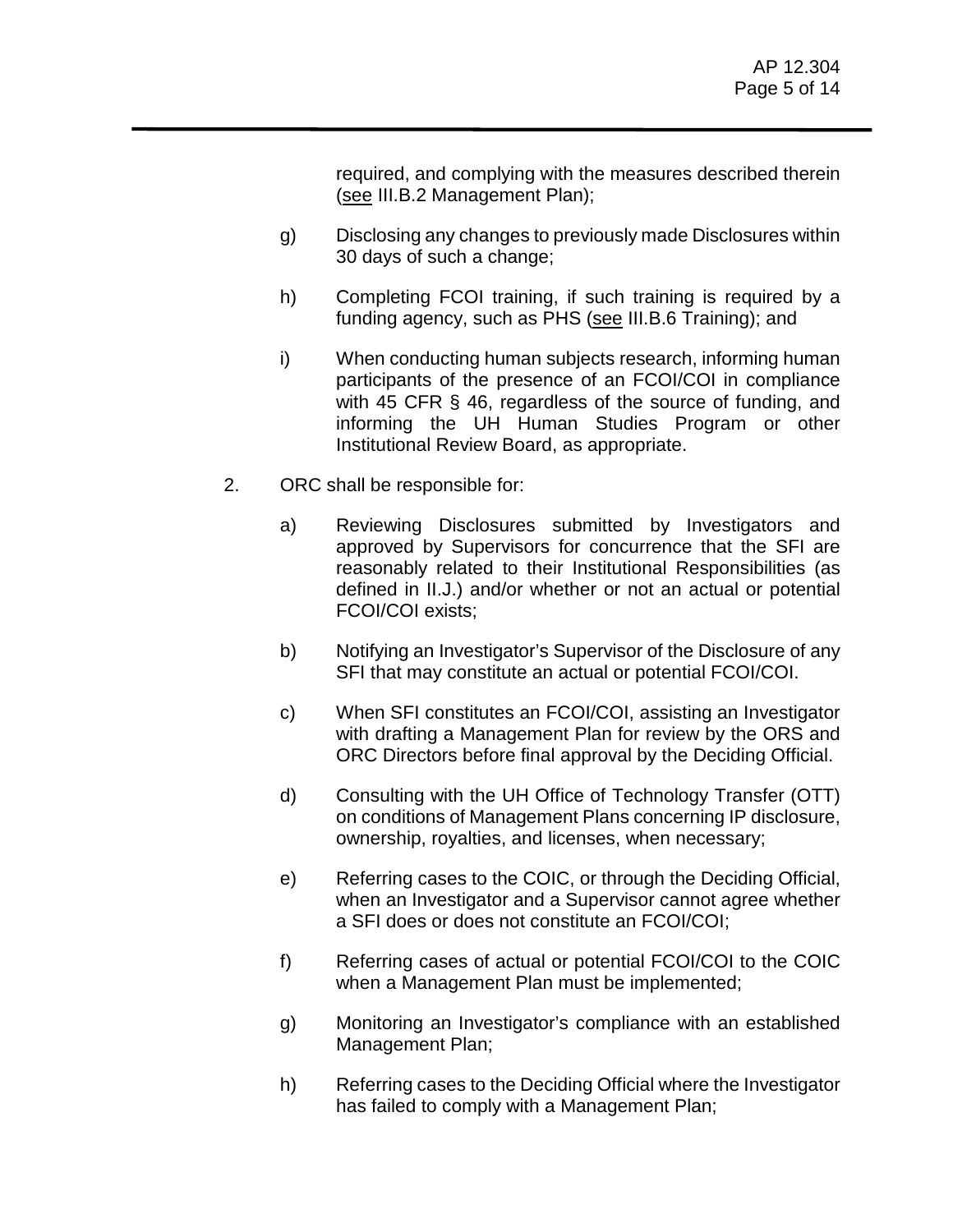required, and complying with the measures described therein (<u>see</u> III.B.2 Management Plan);

g) Disclosing any changes to previously made Disclosures within 30 days of such a change;

h) Completing FCOI training, if such training is required by a funding agency, such as PHS (<u>see</u> III.B.6 Training); and

i) When conducting human subjects research, informing human participants of the presence of an FCOI/COI in compliance with 45 CFR § 46, regardless of the source of funding, and informing the UH Human Studies Program or other Institutional Review Board, as appropriate.

2. ORC shall be responsible for:

a) Reviewing Disclosures submitted by Investigators and approved by Supervisors for concurrence that the SFI are reasonably related to their Institutional Responsibilities (as defined in II.J.) and/or whether or not an actual or potential FCOI/COI exists;

b) Notifying an Investigator's Supervisor of the Disclosure of any SFI that may constitute an actual or potential FCOI/COI.

c) When SFI constitutes an FCOI/COI, assisting an Investigator with drafting a Management Plan for review by the ORS and ORC Directors before final approval by the Deciding Official.

d) Consulting with the UH Office of Technology Transfer (OTT) on conditions of Management Plans concerning IP disclosure, ownership, royalties, and licenses, when necessary;

e) Referring cases to the COIC, or through the Deciding Official, when an Investigator and a Supervisor cannot agree whether a SFI does or does not constitute an FCOI/COI;

f) Referring cases of actual or potential FCOI/COI to the COIC when a Management Plan must be implemented;

g) Monitoring an Investigator's compliance with an established Management Plan;

h) Referring cases to the Deciding Official where the Investigator has failed to comply with a Management Plan;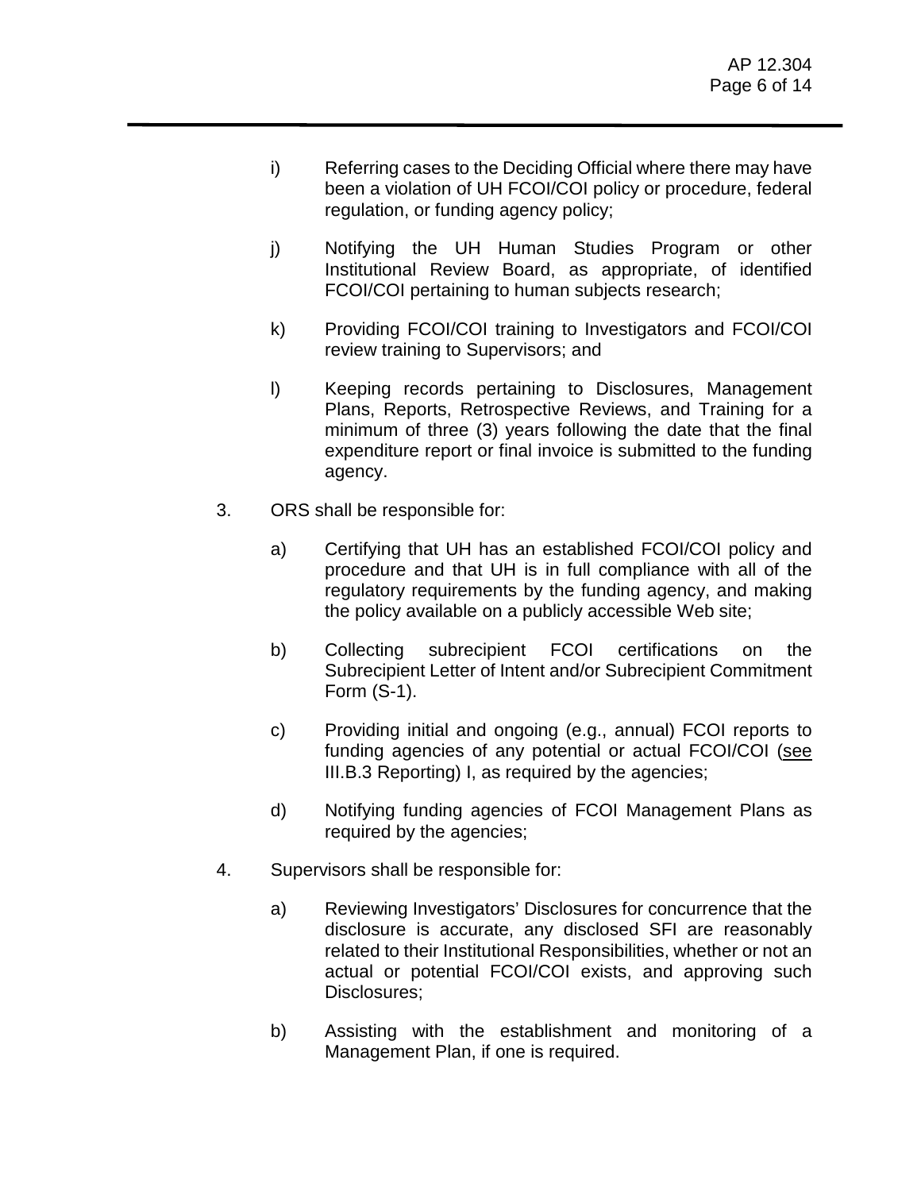i) Referring cases to the Deciding Official where there may have been a violation of UH FCOI/COI policy or procedure, federal regulation, or funding agency policy;

j) Notifying the UH Human Studies Program or other Institutional Review Board, as appropriate, of identified FCOI/COI pertaining to human subjects research;

k) Providing FCOI/COI training to Investigators and FCOI/COI review training to Supervisors; and

l) Keeping records pertaining to Disclosures, Management Plans, Reports, Retrospective Reviews, and Training for a minimum of three (3) years following the date that the final expenditure report or final invoice is submitted to the funding agency.

3. ORS shall be responsible for:

   a) Certifying that UH has an established FCOI/COI policy and procedure and that UH is in full compliance with all of the regulatory requirements by the funding agency, and making the policy available on a publicly accessible Web site;

   b) Collecting subrecipient FCOI certifications on the Subrecipient Letter of Intent and/or Subrecipient Commitment Form (S-1).

   c) Providing initial and ongoing (e.g., annual) FCOI reports to funding agencies of any potential or actual FCOI/COI (see III.B.3 Reporting) I, as required by the agencies;

   d) Notifying funding agencies of FCOI Management Plans as required by the agencies;

4. Supervisors shall be responsible for:

   a) Reviewing Investigators' Disclosures for concurrence that the disclosure is accurate, any disclosed SFI are reasonably related to their Institutional Responsibilities, whether or not an actual or potential FCOI/COI exists, and approving such Disclosures;

   b) Assisting with the establishment and monitoring of a Management Plan, if one is required.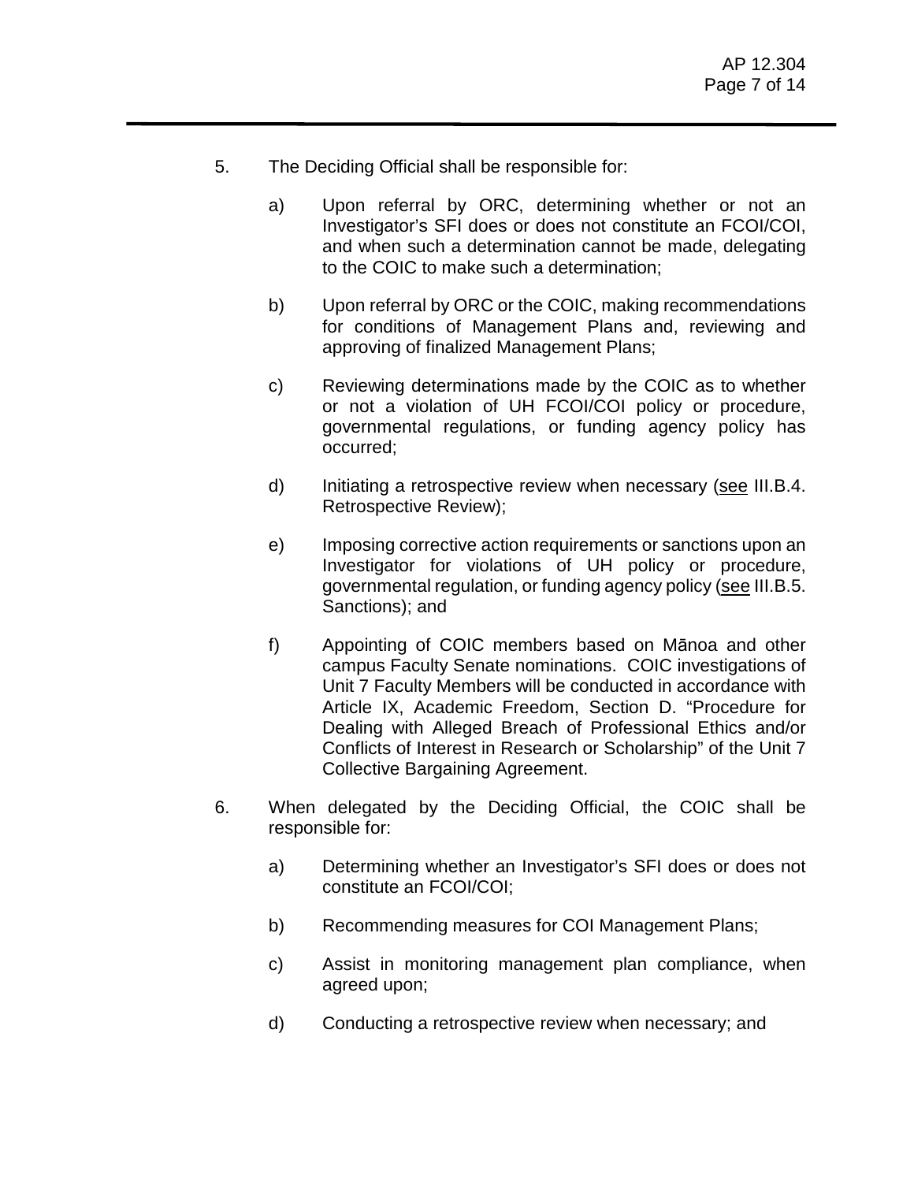5. The Deciding Official shall be responsible for:

   a) Upon referral by ORC, determining whether or not an Investigator's SFI does or does not constitute an FCOI/COI, and when such a determination cannot be made, delegating to the COIC to make such a determination;

   b) Upon referral by ORC or the COIC, making recommendations for conditions of Management Plans and, reviewing and approving of finalized Management Plans;

   c) Reviewing determinations made by the COIC as to whether or not a violation of UH FCOI/COI policy or procedure, governmental regulations, or funding agency policy has occurred;

   d) Initiating a retrospective review when necessary (<u>see</u> III.B.4. Retrospective Review);

   e) Imposing corrective action requirements or sanctions upon an Investigator for violations of UH policy or procedure, governmental regulation, or funding agency policy (<u>see</u> III.B.5. Sanctions); and

   f) Appointing of COIC members based on Mānoa and other campus Faculty Senate nominations. COIC investigations of Unit 7 Faculty Members will be conducted in accordance with Article IX, Academic Freedom, Section D. "Procedure for Dealing with Alleged Breach of Professional Ethics and/or Conflicts of Interest in Research or Scholarship" of the Unit 7 Collective Bargaining Agreement.

6. When delegated by the Deciding Official, the COIC shall be responsible for:

   a) Determining whether an Investigator's SFI does or does not constitute an FCOI/COI;

   b) Recommending measures for COI Management Plans;

   c) Assist in monitoring management plan compliance, when agreed upon;

   d) Conducting a retrospective review when necessary; and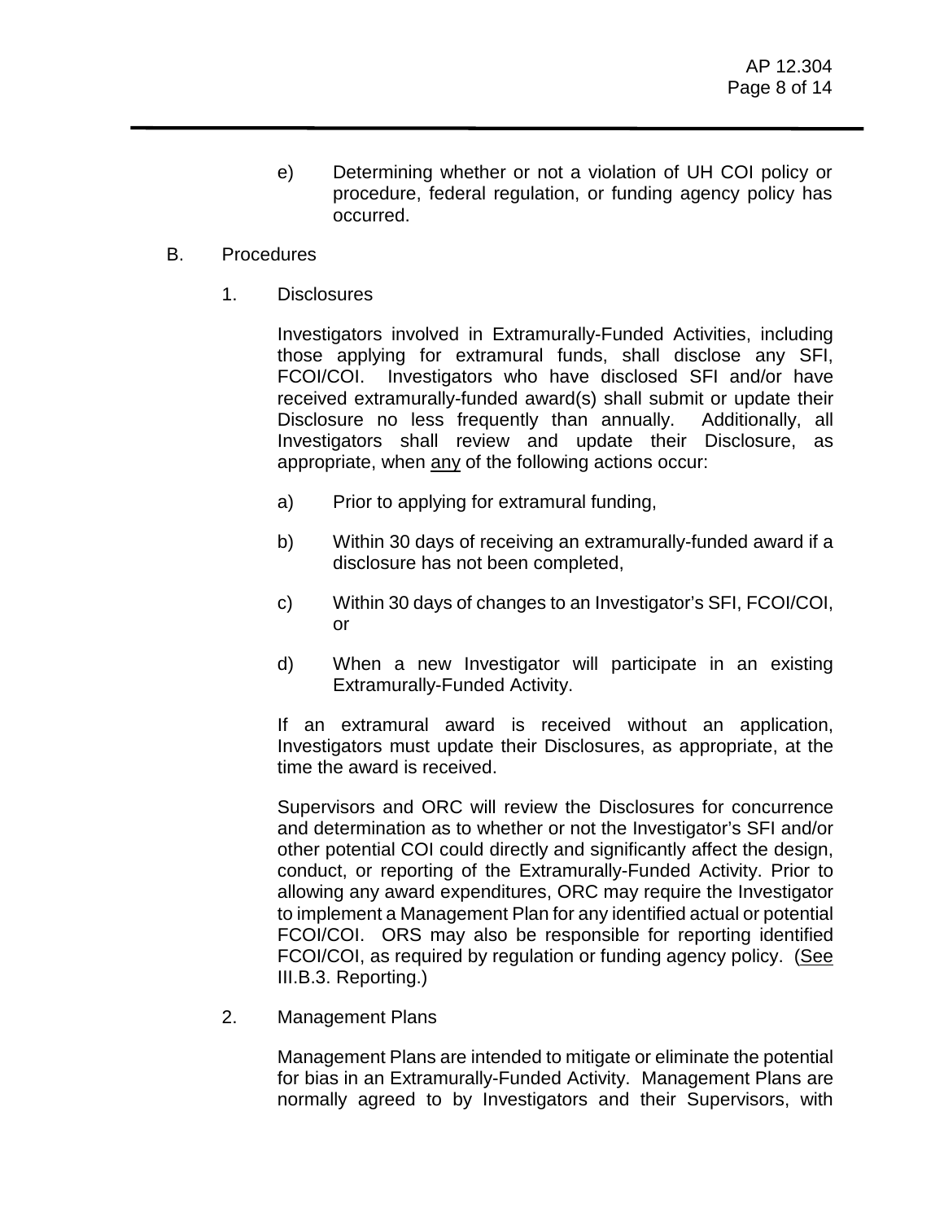e) Determining whether or not a violation of UH COI policy or procedure, federal regulation, or funding agency policy has occurred.

B. Procedures

1. Disclosures

Investigators involved in Extramurally-Funded Activities, including those applying for extramural funds, shall disclose any SFI, FCOI/COI. Investigators who have disclosed SFI and/or have received extramurally-funded award(s) shall submit or update their Disclosure no less frequently than annually. Additionally, all Investigators shall review and update their Disclosure, as appropriate, when <u>any</u> of the following actions occur:

a) Prior to applying for extramural funding,

b) Within 30 days of receiving an extramurally-funded award if a disclosure has not been completed,

c) Within 30 days of changes to an Investigator's SFI, FCOI/COI, or

d) When a new Investigator will participate in an existing Extramurally-Funded Activity.

If an extramural award is received without an application, Investigators must update their Disclosures, as appropriate, at the time the award is received.

Supervisors and ORC will review the Disclosures for concurrence and determination as to whether or not the Investigator's SFI and/or other potential COI could directly and significantly affect the design, conduct, or reporting of the Extramurally-Funded Activity. Prior to allowing any award expenditures, ORC may require the Investigator to implement a Management Plan for any identified actual or potential FCOI/COI. ORS may also be responsible for reporting identified FCOI/COI, as required by regulation or funding agency policy. (<u>See</u> III.B.3. Reporting.)

2. Management Plans

Management Plans are intended to mitigate or eliminate the potential for bias in an Extramurally-Funded Activity. Management Plans are normally agreed to by Investigators and their Supervisors, with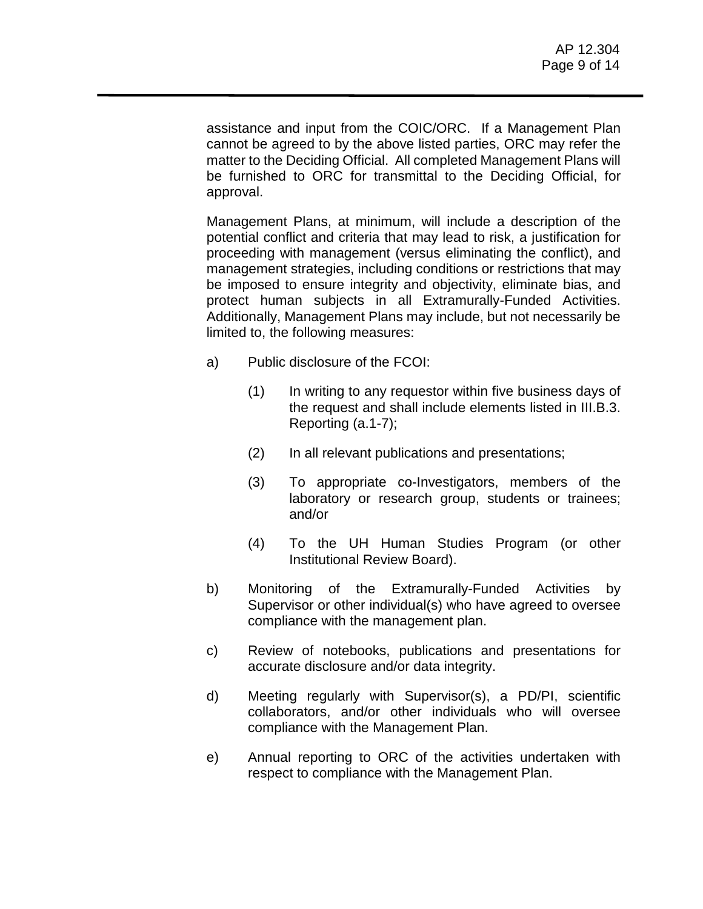assistance and input from the COIC/ORC. If a Management Plan cannot be agreed to by the above listed parties, ORC may refer the matter to the Deciding Official. All completed Management Plans will be furnished to ORC for transmittal to the Deciding Official, for approval.

Management Plans, at minimum, will include a description of the potential conflict and criteria that may lead to risk, a justification for proceeding with management (versus eliminating the conflict), and management strategies, including conditions or restrictions that may be imposed to ensure integrity and objectivity, eliminate bias, and protect human subjects in all Extramurally-Funded Activities. Additionally, Management Plans may include, but not necessarily be limited to, the following measures:

a) Public disclosure of the FCOI:

   (1) In writing to any requestor within five business days of the request and shall include elements listed in III.B.3. Reporting (a.1-7);

   (2) In all relevant publications and presentations;

   (3) To appropriate co-Investigators, members of the laboratory or research group, students or trainees; and/or

   (4) To the UH Human Studies Program (or other Institutional Review Board).

b) Monitoring of the Extramurally-Funded Activities by Supervisor or other individual(s) who have agreed to oversee compliance with the management plan.

c) Review of notebooks, publications and presentations for accurate disclosure and/or data integrity.

d) Meeting regularly with Supervisor(s), a PD/PI, scientific collaborators, and/or other individuals who will oversee compliance with the Management Plan.

e) Annual reporting to ORC of the activities undertaken with respect to compliance with the Management Plan.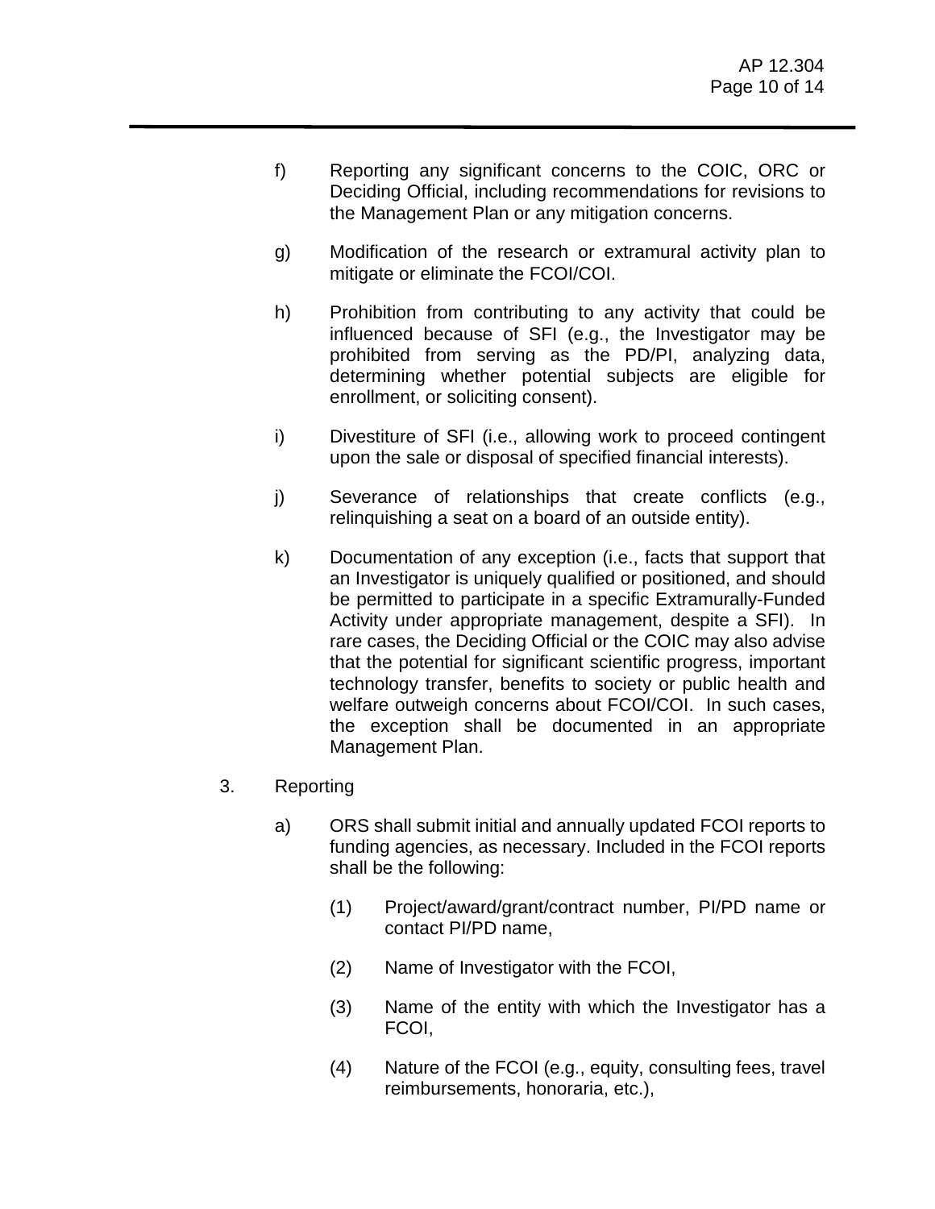f) Reporting any significant concerns to the COIC, ORC or Deciding Official, including recommendations for revisions to the Management Plan or any mitigation concerns.

g) Modification of the research or extramural activity plan to mitigate or eliminate the FCOI/COI.

h) Prohibition from contributing to any activity that could be influenced because of SFI (e.g., the Investigator may be prohibited from serving as the PD/PI, analyzing data, determining whether potential subjects are eligible for enrollment, or soliciting consent).

i) Divestiture of SFI (i.e., allowing work to proceed contingent upon the sale or disposal of specified financial interests).

j) Severance of relationships that create conflicts (e.g., relinquishing a seat on a board of an outside entity).

k) Documentation of any exception (i.e., facts that support that an Investigator is uniquely qualified or positioned, and should be permitted to participate in a specific Extramurally-Funded Activity under appropriate management, despite a SFI). In rare cases, the Deciding Official or the COIC may also advise that the potential for significant scientific progress, important technology transfer, benefits to society or public health and welfare outweigh concerns about FCOI/COI. In such cases, the exception shall be documented in an appropriate Management Plan.

3. Reporting

a) ORS shall submit initial and annually updated FCOI reports to funding agencies, as necessary. Included in the FCOI reports shall be the following:

(1) Project/award/grant/contract number, PI/PD name or contact PI/PD name,

(2) Name of Investigator with the FCOI,

(3) Name of the entity with which the Investigator has a FCOI,

(4) Nature of the FCOI (e.g., equity, consulting fees, travel reimbursements, honoraria, etc.),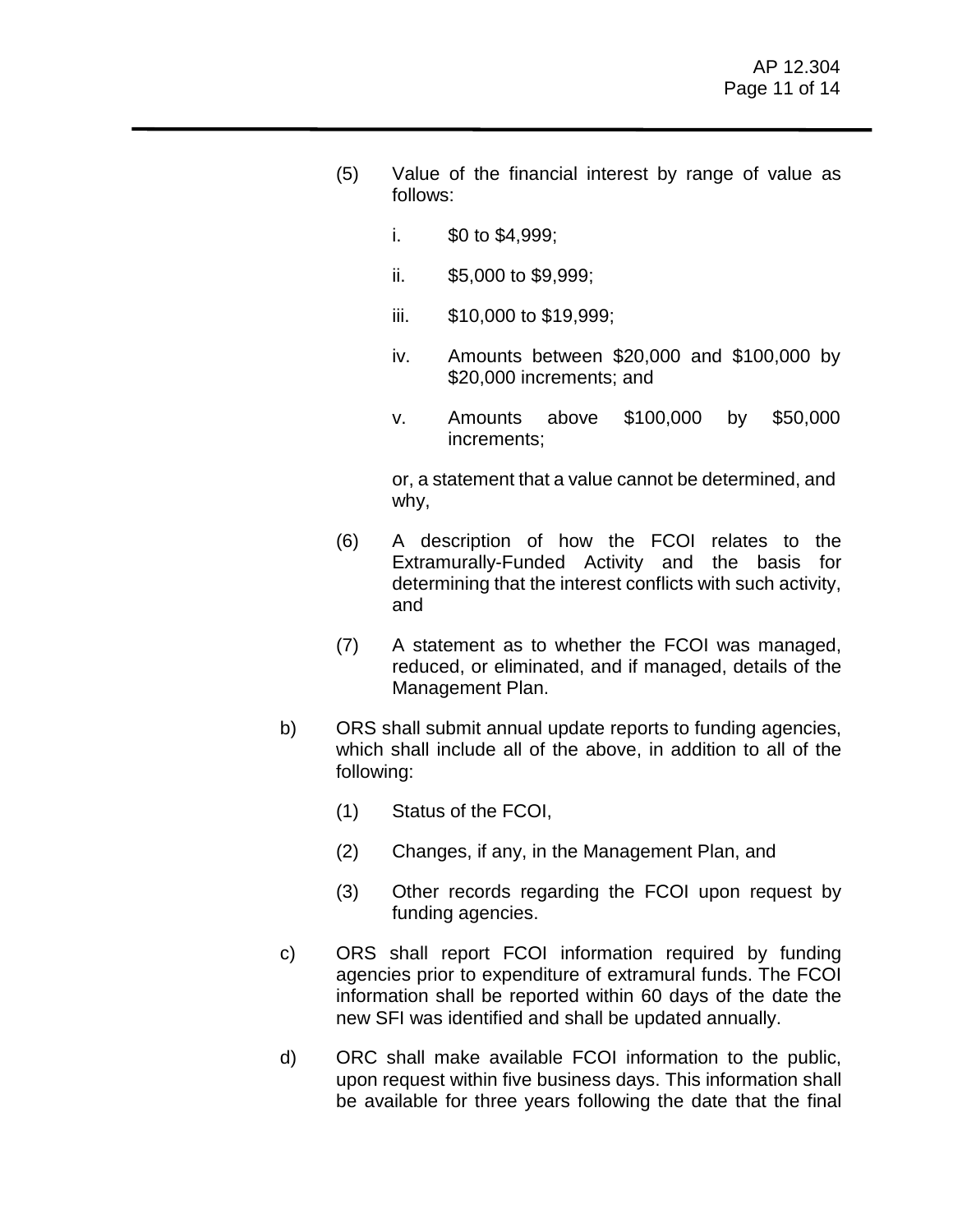(5) Value of the financial interest by range of value as follows:

   i. $0 to $4,999;

   ii. $5,000 to $9,999;

   iii. $10,000 to $19,999;

   iv. Amounts between $20,000 and $100,000 by $20,000 increments; and

   v. Amounts above $100,000 by $50,000 increments;

   or, a statement that a value cannot be determined, and why,

(6) A description of how the FCOI relates to the Extramurally-Funded Activity and the basis for determining that the interest conflicts with such activity, and

(7) A statement as to whether the FCOI was managed, reduced, or eliminated, and if managed, details of the Management Plan.

b) ORS shall submit annual update reports to funding agencies, which shall include all of the above, in addition to all of the following:

   (1) Status of the FCOI,

   (2) Changes, if any, in the Management Plan, and

   (3) Other records regarding the FCOI upon request by funding agencies.

c) ORS shall report FCOI information required by funding agencies prior to expenditure of extramural funds. The FCOI information shall be reported within 60 days of the date the new SFI was identified and shall be updated annually.

d) ORC shall make available FCOI information to the public, upon request within five business days. This information shall be available for three years following the date that the final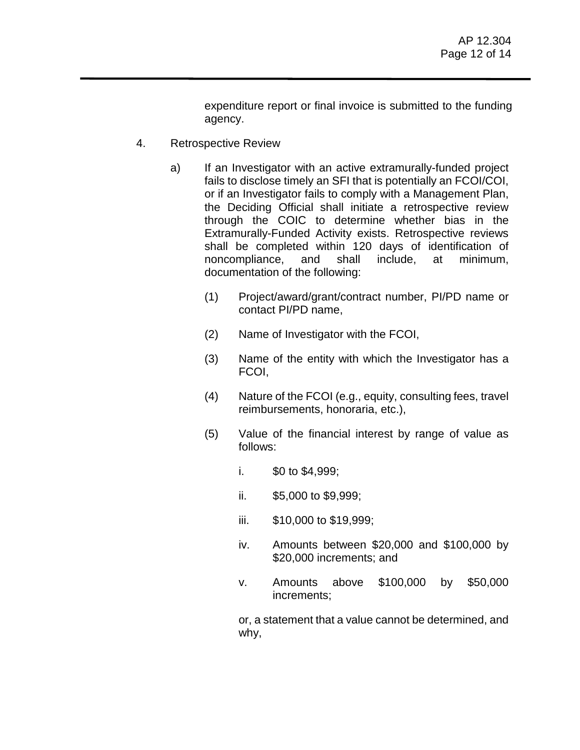expenditure report or final invoice is submitted to the funding agency.

4. Retrospective Review

   a) If an Investigator with an active extramurally-funded project fails to disclose timely an SFI that is potentially an FCOI/COI, or if an Investigator fails to comply with a Management Plan, the Deciding Official shall initiate a retrospective review through the COIC to determine whether bias in the Extramurally-Funded Activity exists. Retrospective reviews shall be completed within 120 days of identification of noncompliance, and shall include, at minimum, documentation of the following:

      (1) Project/award/grant/contract number, PI/PD name or contact PI/PD name,

      (2) Name of Investigator with the FCOI,

      (3) Name of the entity with which the Investigator has a FCOI,

      (4) Nature of the FCOI (e.g., equity, consulting fees, travel reimbursements, honoraria, etc.),

      (5) Value of the financial interest by range of value as follows:

         i. $0 to $4,999;

         ii. $5,000 to $9,999;

         iii. $10,000 to $19,999;

         iv. Amounts between $20,000 and $100,000 by $20,000 increments; and

         v. Amounts above $100,000 by $50,000 increments;

         or, a statement that a value cannot be determined, and why,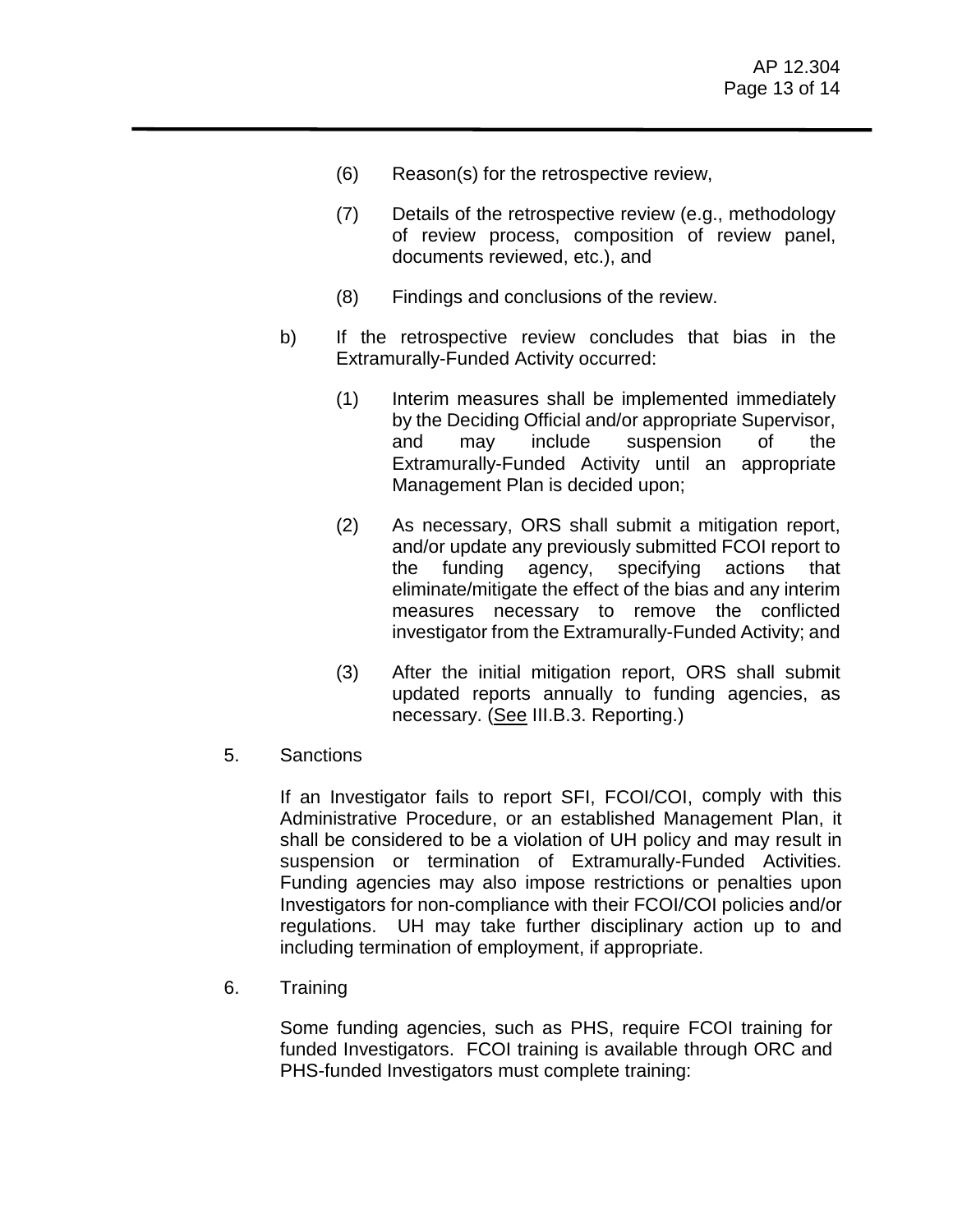(6) Reason(s) for the retrospective review,

(7) Details of the retrospective review (e.g., methodology of review process, composition of review panel, documents reviewed, etc.), and

(8) Findings and conclusions of the review.

b) If the retrospective review concludes that bias in the Extramurally-Funded Activity occurred:

(1) Interim measures shall be implemented immediately by the Deciding Official and/or appropriate Supervisor, and may include suspension of the Extramurally-Funded Activity until an appropriate Management Plan is decided upon;

(2) As necessary, ORS shall submit a mitigation report, and/or update any previously submitted FCOI report to the funding agency, specifying actions that eliminate/mitigate the effect of the bias and any interim measures necessary to remove the conflicted investigator from the Extramurally-Funded Activity; and

(3) After the initial mitigation report, ORS shall submit updated reports annually to funding agencies, as necessary. (<u>See</u> III.B.3. Reporting.)

5. Sanctions

If an Investigator fails to report SFI, FCOI/COI, comply with this Administrative Procedure, or an established Management Plan, it shall be considered to be a violation of UH policy and may result in suspension or termination of Extramurally-Funded Activities. Funding agencies may also impose restrictions or penalties upon Investigators for non-compliance with their FCOI/COI policies and/or regulations. UH may take further disciplinary action up to and including termination of employment, if appropriate.

6. Training

Some funding agencies, such as PHS, require FCOI training for funded Investigators. FCOI training is available through ORC and PHS-funded Investigators must complete training: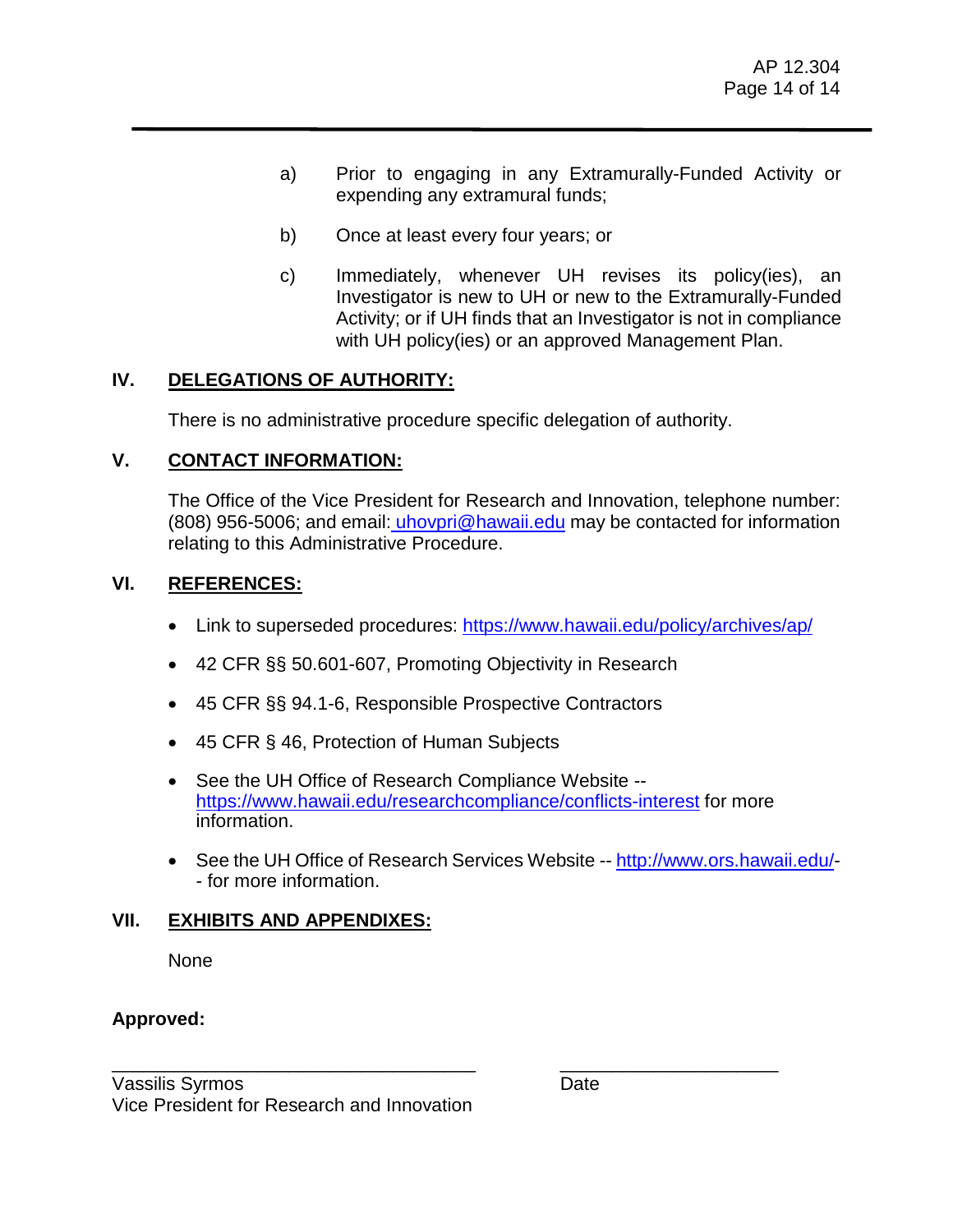a) Prior to engaging in any Extramurally-Funded Activity or expending any extramural funds;

b) Once at least every four years; or

c) Immediately, whenever UH revises its policy(ies), an Investigator is new to UH or new to the Extramurally-Funded Activity; or if UH finds that an Investigator is not in compliance with UH policy(ies) or an approved Management Plan.

## IV. DELEGATIONS OF AUTHORITY:

There is no administrative procedure specific delegation of authority.

## V. CONTACT INFORMATION:

The Office of the Vice President for Research and Innovation, telephone number: (808) 956-5006; and email: uhovpri@hawaii.edu may be contacted for information relating to this Administrative Procedure.

## VI. REFERENCES:

- Link to superseded procedures: https://www.hawaii.edu/policy/archives/ap/
- 42 CFR §§ 50.601-607, Promoting Objectivity in Research
- 45 CFR §§ 94.1-6, Responsible Prospective Contractors
- 45 CFR § 46, Protection of Human Subjects
- See the UH Office of Research Compliance Website -- https://www.hawaii.edu/researchcompliance/conflicts-interest for more information.
- See the UH Office of Research Services Website -- http://www.ors.hawaii.edu/-- for more information.

## VII. EXHIBITS AND APPENDIXES:

None

**Approved:**

\_\_\_\_\_\_\_\_\_\_\_\_\_\_\_\_\_\_\_\_\_\_\_\_\_\_\_\_\_\_\_\_\_\_\_
Vassilis Syrmos
Vice President for Research and Innovation

\_\_\_\_\_\_\_\_\_\_\_\_\_\_\_\_\_\_\_\_\_\_
Date